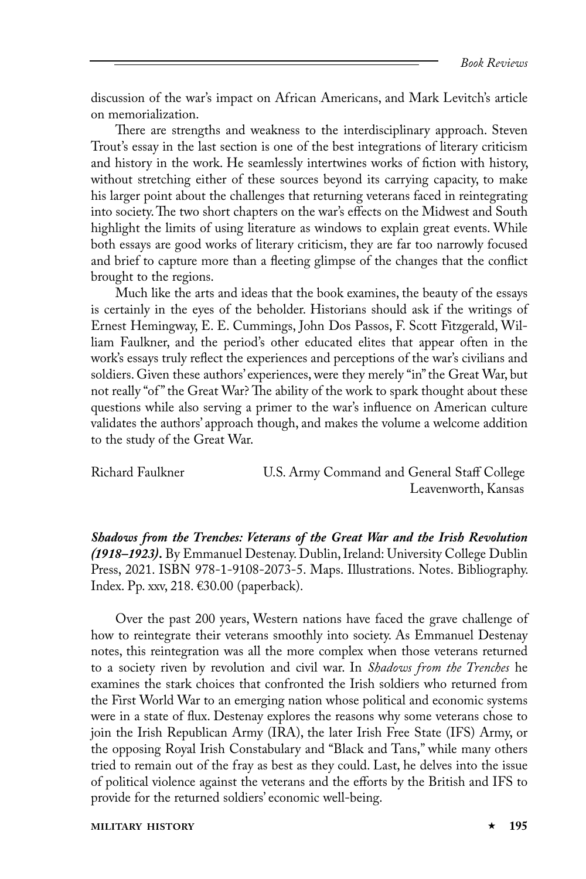discussion of the war's impact on African Americans, and Mark Levitch's article on memorialization.

There are strengths and weakness to the interdisciplinary approach. Steven Trout's essay in the last section is one of the best integrations of literary criticism and history in the work. He seamlessly intertwines works of fiction with history, without stretching either of these sources beyond its carrying capacity, to make his larger point about the challenges that returning veterans faced in reintegrating into society. The two short chapters on the war's effects on the Midwest and South highlight the limits of using literature as windows to explain great events. While both essays are good works of literary criticism, they are far too narrowly focused and brief to capture more than a fleeting glimpse of the changes that the conflict brought to the regions.

Much like the arts and ideas that the book examines, the beauty of the essays is certainly in the eyes of the beholder. Historians should ask if the writings of Ernest Hemingway, E. E. Cummings, John Dos Passos, F. Scott Fitzgerald, William Faulkner, and the period's other educated elites that appear often in the work's essays truly reflect the experiences and perceptions of the war's civilians and soldiers. Given these authors' experiences, were they merely "in" the Great War, but not really "of" the Great War? The ability of the work to spark thought about these questions while also serving a primer to the war's influence on American culture validates the authors' approach though, and makes the volume a welcome addition to the study of the Great War.

Richard Faulkner — U.S. Army Command and General Staff College, Leavenworth, Kansas

***Shadows from the Trenches: Veterans of the Great War and the Irish Revolution (1918–1923).*** By Emmanuel Destenay. Dublin, Ireland: University College Dublin Press, 2021. ISBN 978-1-9108-2073-5. Maps. Illustrations. Notes. Bibliography. Index. Pp. xxv, 218. €30.00 (paperback).

Over the past 200 years, Western nations have faced the grave challenge of how to reintegrate their veterans smoothly into society. As Emmanuel Destenay notes, this reintegration was all the more complex when those veterans returned to a society riven by revolution and civil war. In *Shadows from the Trenches* he examines the stark choices that confronted the Irish soldiers who returned from the First World War to an emerging nation whose political and economic systems were in a state of flux. Destenay explores the reasons why some veterans chose to join the Irish Republican Army (IRA), the later Irish Free State (IFS) Army, or the opposing Royal Irish Constabulary and "Black and Tans," while many others tried to remain out of the fray as best as they could. Last, he delves into the issue of political violence against the veterans and the efforts by the British and IFS to provide for the returned soldiers' economic well-being.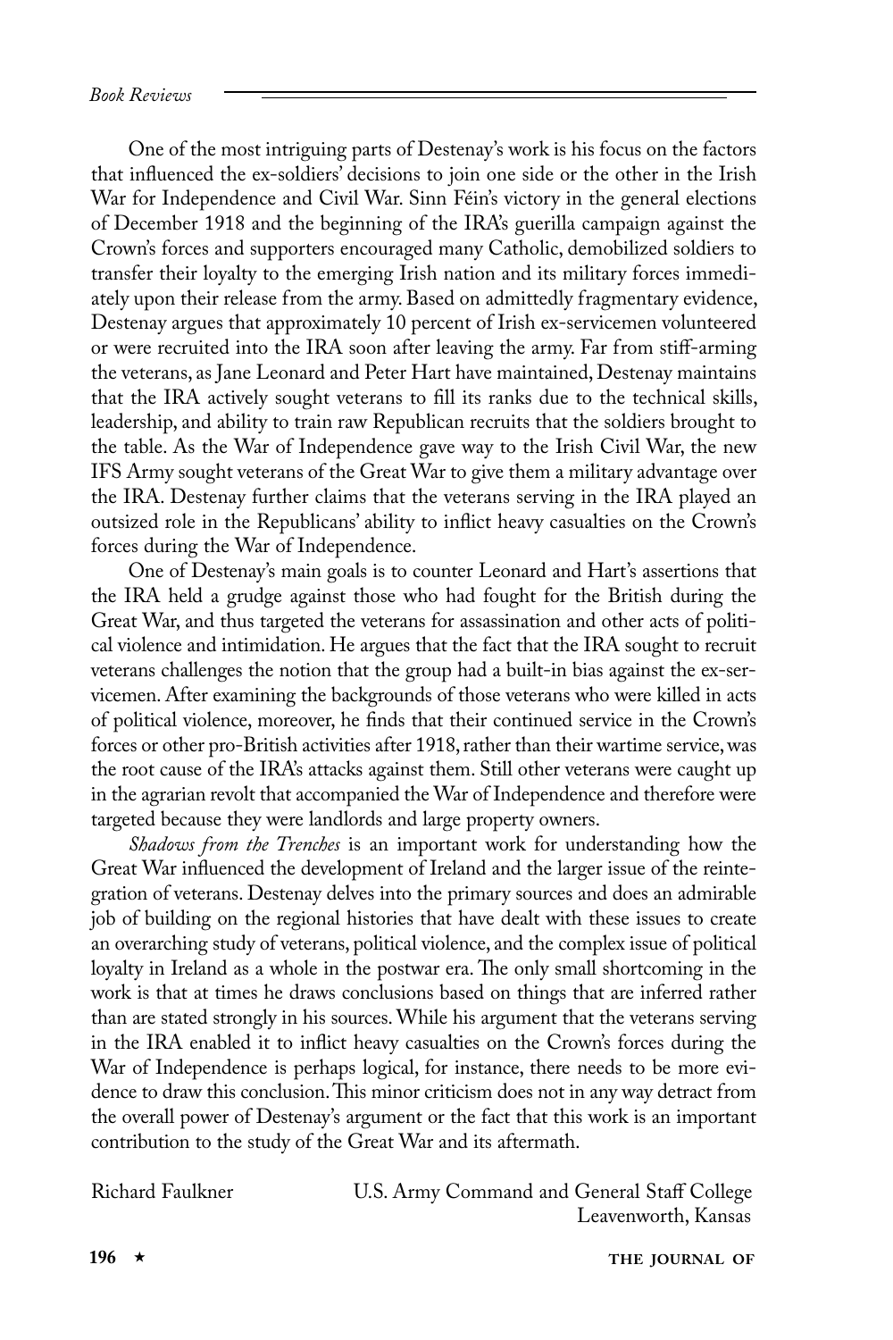One of the most intriguing parts of Destenay's work is his focus on the factors that influenced the ex-soldiers' decisions to join one side or the other in the Irish War for Independence and Civil War. Sinn Féin's victory in the general elections of December 1918 and the beginning of the IRA's guerilla campaign against the Crown's forces and supporters encouraged many Catholic, demobilized soldiers to transfer their loyalty to the emerging Irish nation and its military forces immediately upon their release from the army. Based on admittedly fragmentary evidence, Destenay argues that approximately 10 percent of Irish ex-servicemen volunteered or were recruited into the IRA soon after leaving the army. Far from stiff-arming the veterans, as Jane Leonard and Peter Hart have maintained, Destenay maintains that the IRA actively sought veterans to fill its ranks due to the technical skills, leadership, and ability to train raw Republican recruits that the soldiers brought to the table. As the War of Independence gave way to the Irish Civil War, the new IFS Army sought veterans of the Great War to give them a military advantage over the IRA. Destenay further claims that the veterans serving in the IRA played an outsized role in the Republicans' ability to inflict heavy casualties on the Crown's forces during the War of Independence.

One of Destenay's main goals is to counter Leonard and Hart's assertions that the IRA held a grudge against those who had fought for the British during the Great War, and thus targeted the veterans for assassination and other acts of political violence and intimidation. He argues that the fact that the IRA sought to recruit veterans challenges the notion that the group had a built-in bias against the ex-servicemen. After examining the backgrounds of those veterans who were killed in acts of political violence, moreover, he finds that their continued service in the Crown's forces or other pro-British activities after 1918, rather than their wartime service, was the root cause of the IRA's attacks against them. Still other veterans were caught up in the agrarian revolt that accompanied the War of Independence and therefore were targeted because they were landlords and large property owners.

*Shadows from the Trenches* is an important work for understanding how the Great War influenced the development of Ireland and the larger issue of the reintegration of veterans. Destenay delves into the primary sources and does an admirable job of building on the regional histories that have dealt with these issues to create an overarching study of veterans, political violence, and the complex issue of political loyalty in Ireland as a whole in the postwar era. The only small shortcoming in the work is that at times he draws conclusions based on things that are inferred rather than are stated strongly in his sources. While his argument that the veterans serving in the IRA enabled it to inflict heavy casualties on the Crown's forces during the War of Independence is perhaps logical, for instance, there needs to be more evidence to draw this conclusion. This minor criticism does not in any way detract from the overall power of Destenay's argument or the fact that this work is an important contribution to the study of the Great War and its aftermath.

Richard Faulkner
U.S. Army Command and General Staff College
Leavenworth, Kansas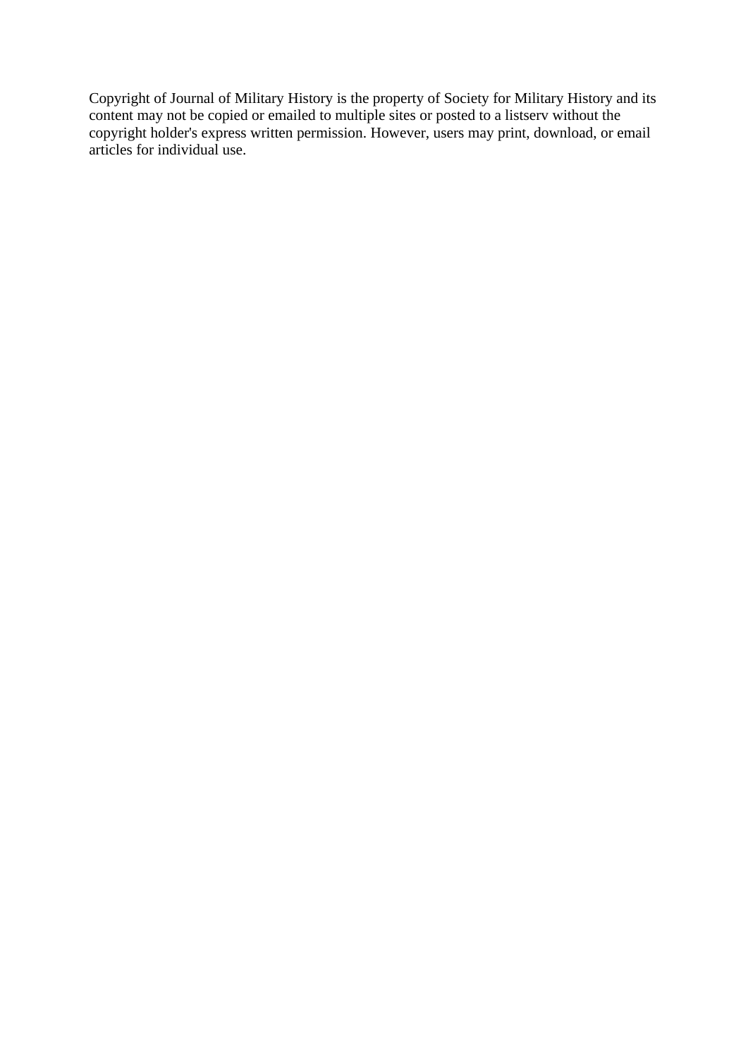Copyright of Journal of Military History is the property of Society for Military History and its content may not be copied or emailed to multiple sites or posted to a listserv without the copyright holder's express written permission. However, users may print, download, or email articles for individual use.